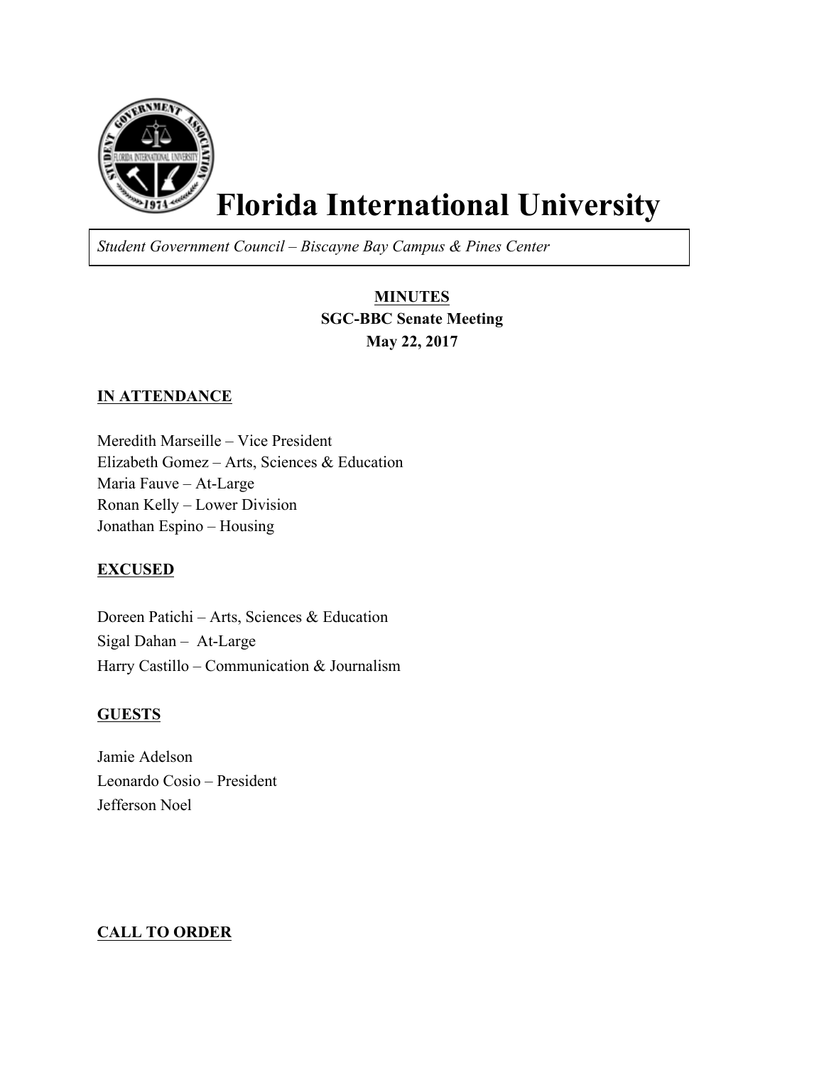# Florida International University

*Student Government Council – Biscayne Bay Campus & Pines Center*

**MINUTES**
**SGC-BBC Senate Meeting**
**May 22, 2017**

## IN ATTENDANCE

Meredith Marseille – Vice President
Elizabeth Gomez – Arts, Sciences & Education
Maria Fauve – At-Large
Ronan Kelly – Lower Division
Jonathan Espino – Housing

## EXCUSED

Doreen Patichi – Arts, Sciences & Education
Sigal Dahan – At-Large
Harry Castillo – Communication & Journalism

## GUESTS

Jamie Adelson
Leonardo Cosio – President
Jefferson Noel

## CALL TO ORDER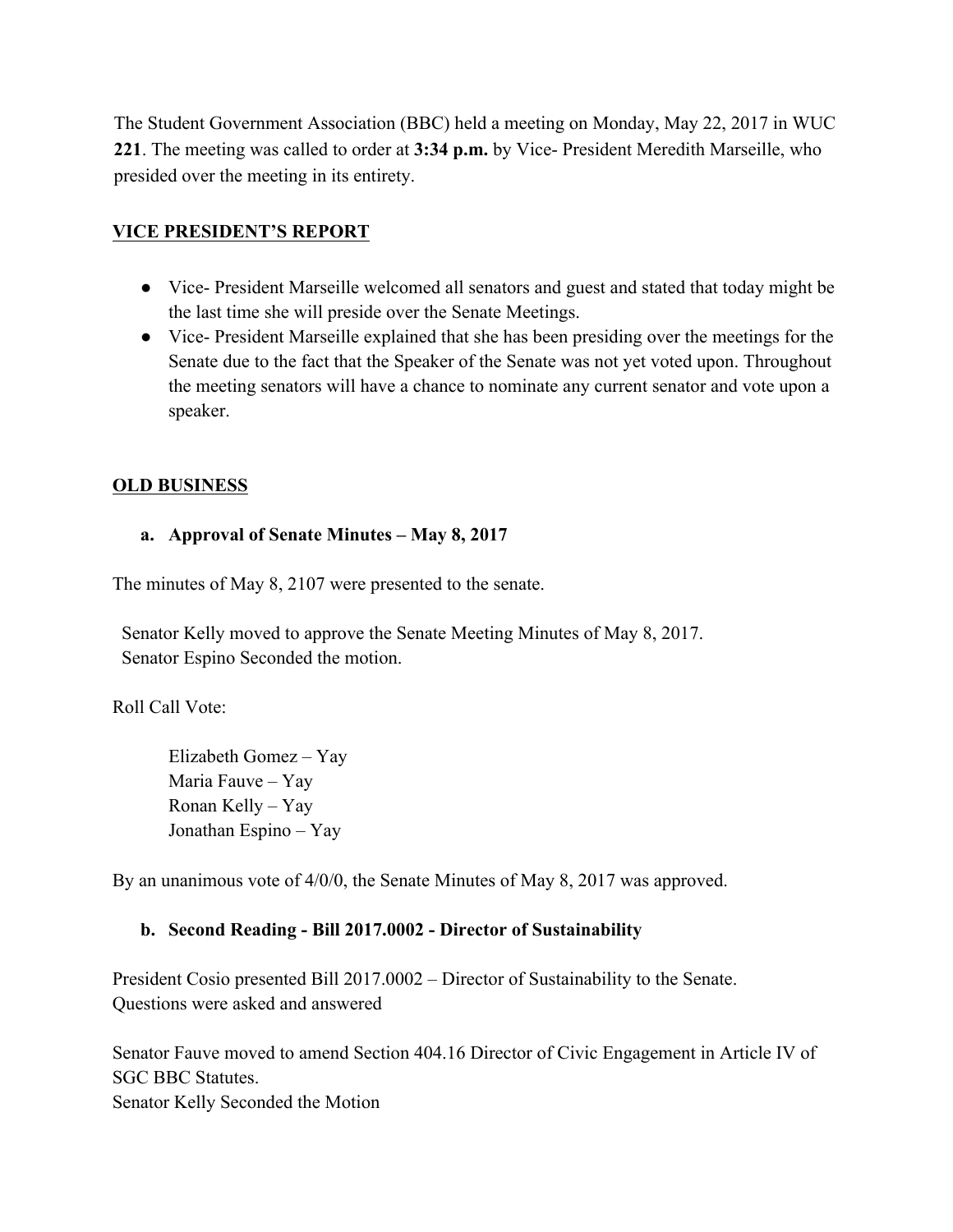The Student Government Association (BBC) held a meeting on Monday, May 22, 2017 in WUC **221**. The meeting was called to order at **3:34 p.m.** by Vice- President Meredith Marseille, who presided over the meeting in its entirety.

## VICE PRESIDENT'S REPORT

- Vice- President Marseille welcomed all senators and guest and stated that today might be the last time she will preside over the Senate Meetings.
- Vice- President Marseille explained that she has been presiding over the meetings for the Senate due to the fact that the Speaker of the Senate was not yet voted upon. Throughout the meeting senators will have a chance to nominate any current senator and vote upon a speaker.

## OLD BUSINESS

### a. Approval of Senate Minutes – May 8, 2017

The minutes of May 8, 2107 were presented to the senate.

Senator Kelly moved to approve the Senate Meeting Minutes of May 8, 2017.
Senator Espino Seconded the motion.

Roll Call Vote:

Elizabeth Gomez – Yay
Maria Fauve – Yay
Ronan Kelly – Yay
Jonathan Espino – Yay

By an unanimous vote of 4/0/0, the Senate Minutes of May 8, 2017 was approved.

### b. Second Reading - Bill 2017.0002 - Director of Sustainability

President Cosio presented Bill 2017.0002 – Director of Sustainability to the Senate.
Questions were asked and answered

Senator Fauve moved to amend Section 404.16 Director of Civic Engagement in Article IV of SGC BBC Statutes.
Senator Kelly Seconded the Motion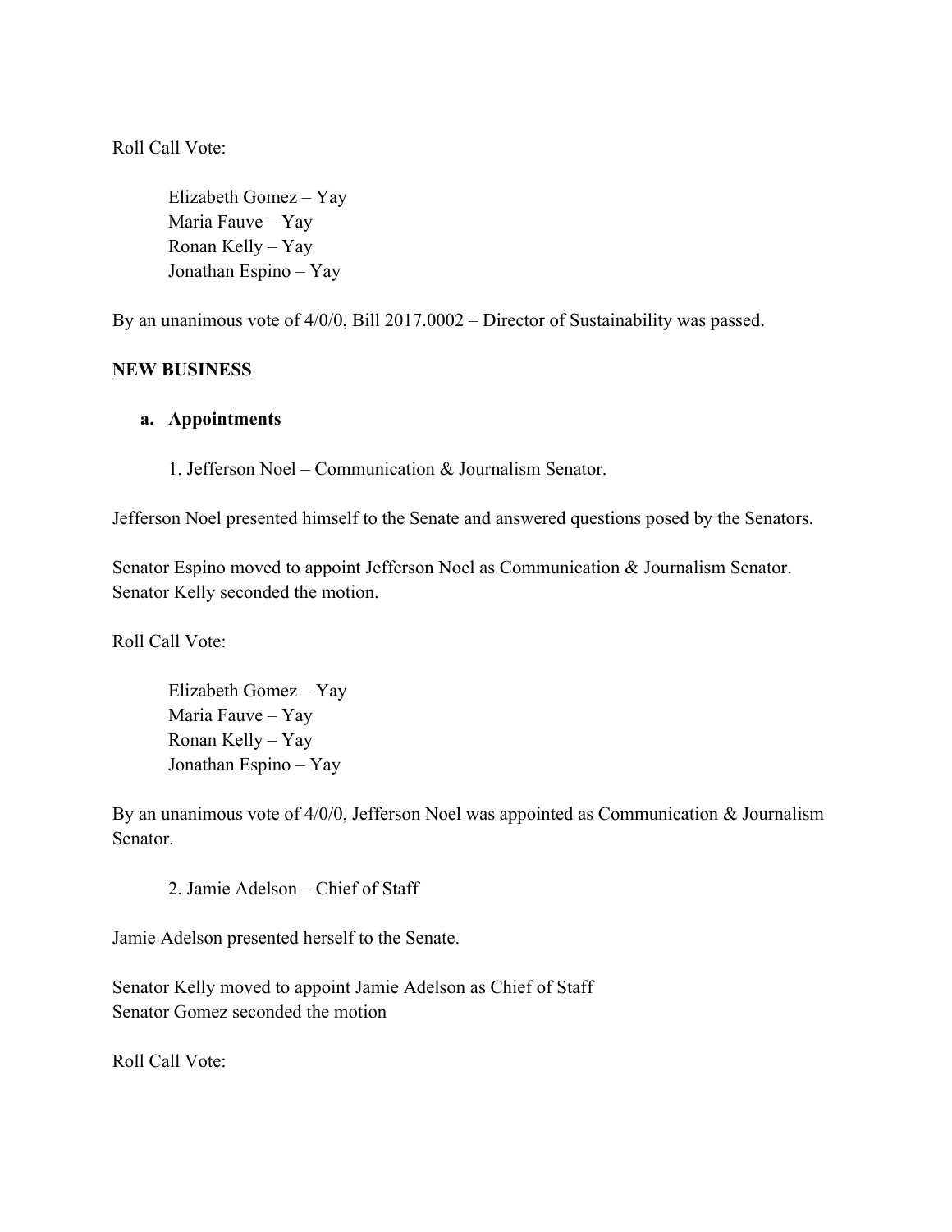Roll Call Vote:

Elizabeth Gomez – Yay
Maria Fauve – Yay
Ronan Kelly – Yay
Jonathan Espino – Yay

By an unanimous vote of 4/0/0, Bill 2017.0002 – Director of Sustainability was passed.

## NEW BUSINESS

### a. Appointments

1. Jefferson Noel – Communication & Journalism Senator.

Jefferson Noel presented himself to the Senate and answered questions posed by the Senators.

Senator Espino moved to appoint Jefferson Noel as Communication & Journalism Senator.
Senator Kelly seconded the motion.

Roll Call Vote:

Elizabeth Gomez – Yay
Maria Fauve – Yay
Ronan Kelly – Yay
Jonathan Espino – Yay

By an unanimous vote of 4/0/0, Jefferson Noel was appointed as Communication & Journalism Senator.

2. Jamie Adelson – Chief of Staff

Jamie Adelson presented herself to the Senate.

Senator Kelly moved to appoint Jamie Adelson as Chief of Staff
Senator Gomez seconded the motion

Roll Call Vote: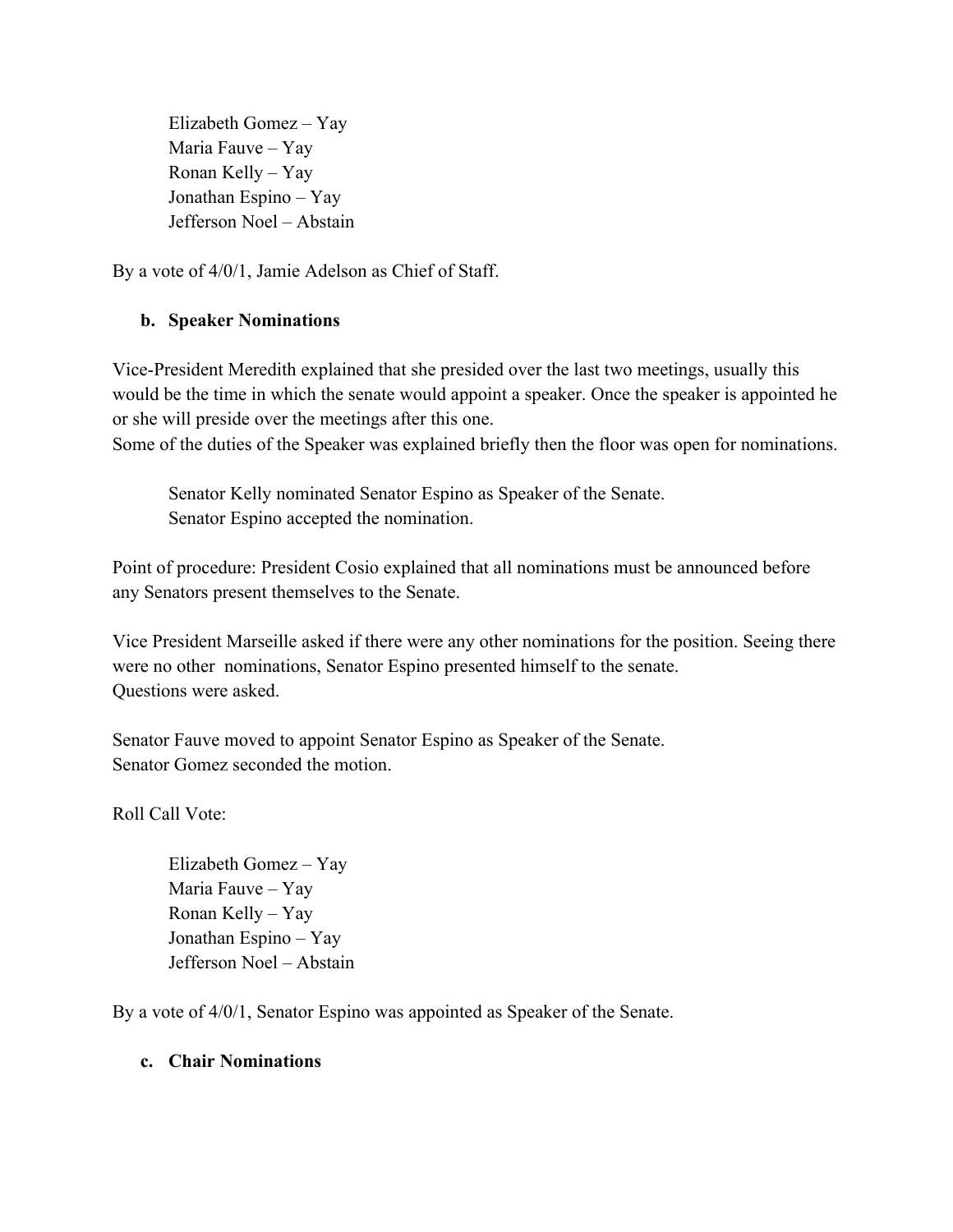Elizabeth Gomez – Yay
Maria Fauve – Yay
Ronan Kelly – Yay
Jonathan Espino – Yay
Jefferson Noel – Abstain

By a vote of 4/0/1, Jamie Adelson as Chief of Staff.

**b. Speaker Nominations**

Vice-President Meredith explained that she presided over the last two meetings, usually this would be the time in which the senate would appoint a speaker. Once the speaker is appointed he or she will preside over the meetings after this one.
Some of the duties of the Speaker was explained briefly then the floor was open for nominations.

Senator Kelly nominated Senator Espino as Speaker of the Senate.
Senator Espino accepted the nomination.

Point of procedure: President Cosio explained that all nominations must be announced before any Senators present themselves to the Senate.

Vice President Marseille asked if there were any other nominations for the position. Seeing there were no other nominations, Senator Espino presented himself to the senate.
Questions were asked.

Senator Fauve moved to appoint Senator Espino as Speaker of the Senate.
Senator Gomez seconded the motion.

Roll Call Vote:

Elizabeth Gomez – Yay
Maria Fauve – Yay
Ronan Kelly – Yay
Jonathan Espino – Yay
Jefferson Noel – Abstain

By a vote of 4/0/1, Senator Espino was appointed as Speaker of the Senate.

**c. Chair Nominations**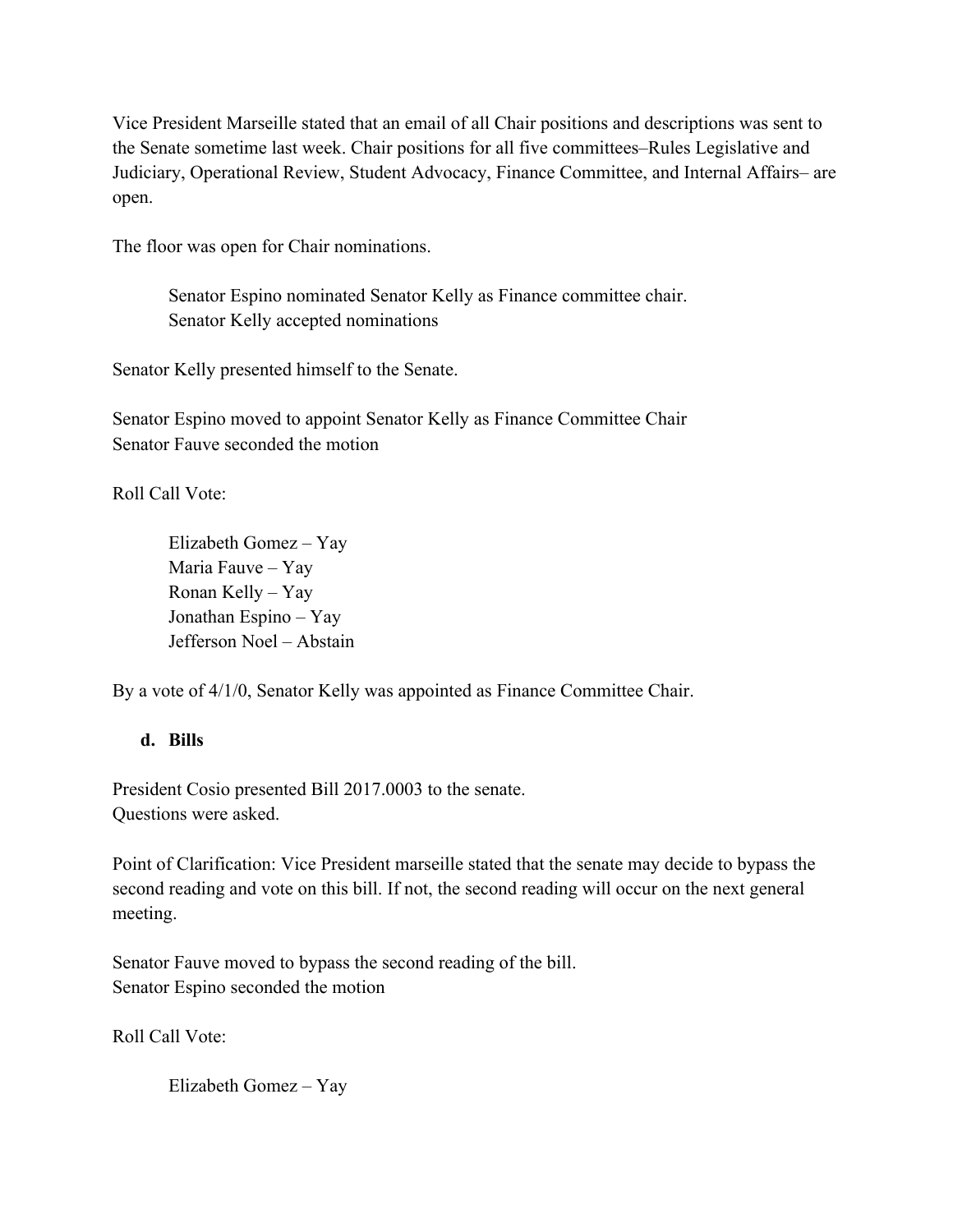Vice President Marseille stated that an email of all Chair positions and descriptions was sent to the Senate sometime last week. Chair positions for all five committees–Rules Legislative and Judiciary, Operational Review, Student Advocacy, Finance Committee, and Internal Affairs– are open.

The floor was open for Chair nominations.

> Senator Espino nominated Senator Kelly as Finance committee chair.
> Senator Kelly accepted nominations

Senator Kelly presented himself to the Senate.

Senator Espino moved to appoint Senator Kelly as Finance Committee Chair
Senator Fauve seconded the motion

Roll Call Vote:

> Elizabeth Gomez – Yay
> Maria Fauve – Yay
> Ronan Kelly – Yay
> Jonathan Espino – Yay
> Jefferson Noel – Abstain

By a vote of 4/1/0, Senator Kelly was appointed as Finance Committee Chair.

**d. Bills**

President Cosio presented Bill 2017.0003 to the senate.
Questions were asked.

Point of Clarification: Vice President marseille stated that the senate may decide to bypass the second reading and vote on this bill. If not, the second reading will occur on the next general meeting.

Senator Fauve moved to bypass the second reading of the bill.
Senator Espino seconded the motion

Roll Call Vote:

> Elizabeth Gomez – Yay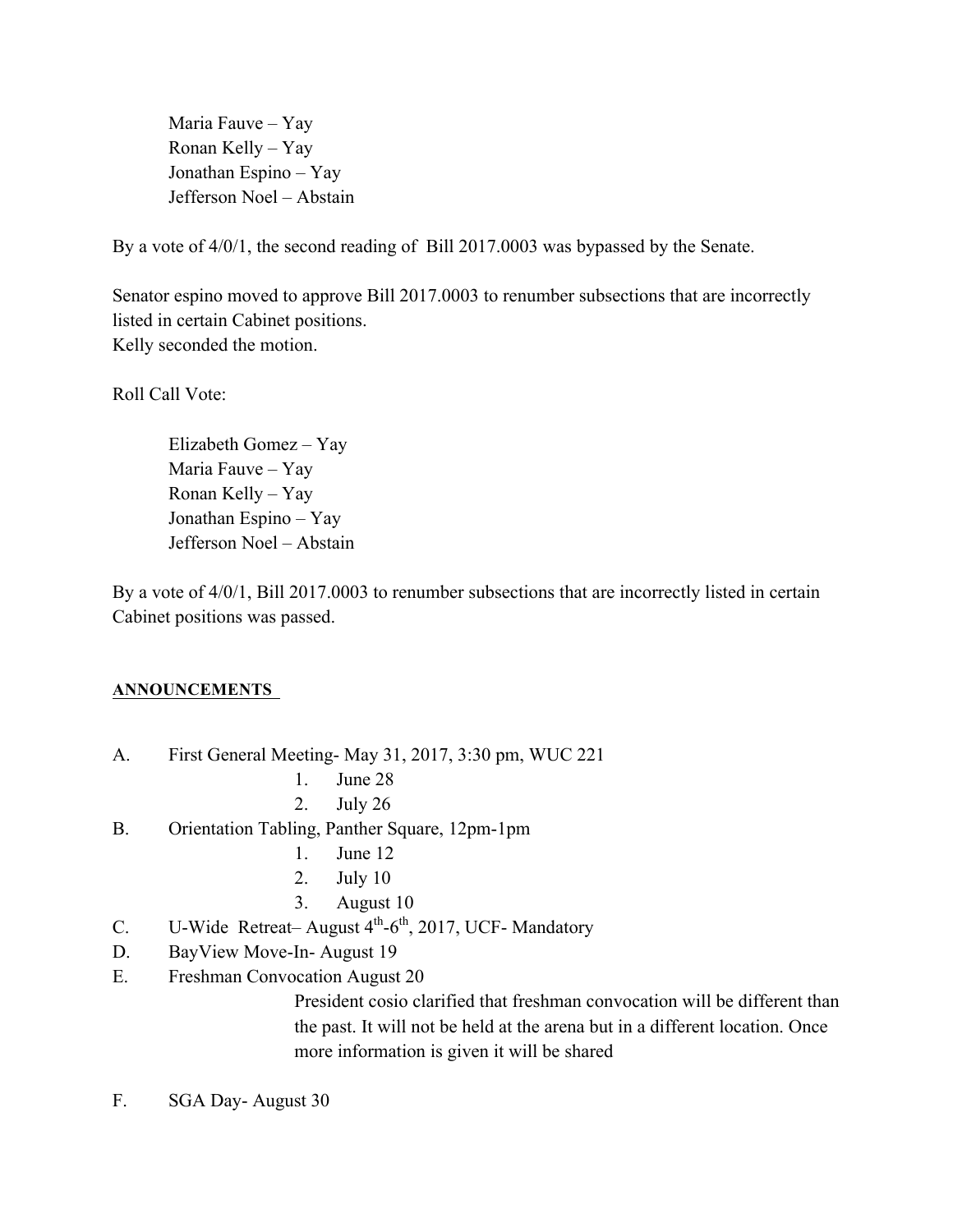Maria Fauve – Yay
Ronan Kelly – Yay
Jonathan Espino – Yay
Jefferson Noel – Abstain

By a vote of 4/0/1, the second reading of Bill 2017.0003 was bypassed by the Senate.

Senator espino moved to approve Bill 2017.0003 to renumber subsections that are incorrectly listed in certain Cabinet positions.
Kelly seconded the motion.

Roll Call Vote:

Elizabeth Gomez – Yay
Maria Fauve – Yay
Ronan Kelly – Yay
Jonathan Espino – Yay
Jefferson Noel – Abstain

By a vote of 4/0/1, Bill 2017.0003 to renumber subsections that are incorrectly listed in certain Cabinet positions was passed.

**ANNOUNCEMENTS**

A. First General Meeting- May 31, 2017, 3:30 pm, WUC 221
   1. June 28
   2. July 26
B. Orientation Tabling, Panther Square, 12pm-1pm
   1. June 12
   2. July 10
   3. August 10
C. U-Wide Retreat– August 4th-6th, 2017, UCF- Mandatory
D. BayView Move-In- August 19
E. Freshman Convocation August 20

   President cosio clarified that freshman convocation will be different than the past. It will not be held at the arena but in a different location. Once more information is given it will be shared

F. SGA Day- August 30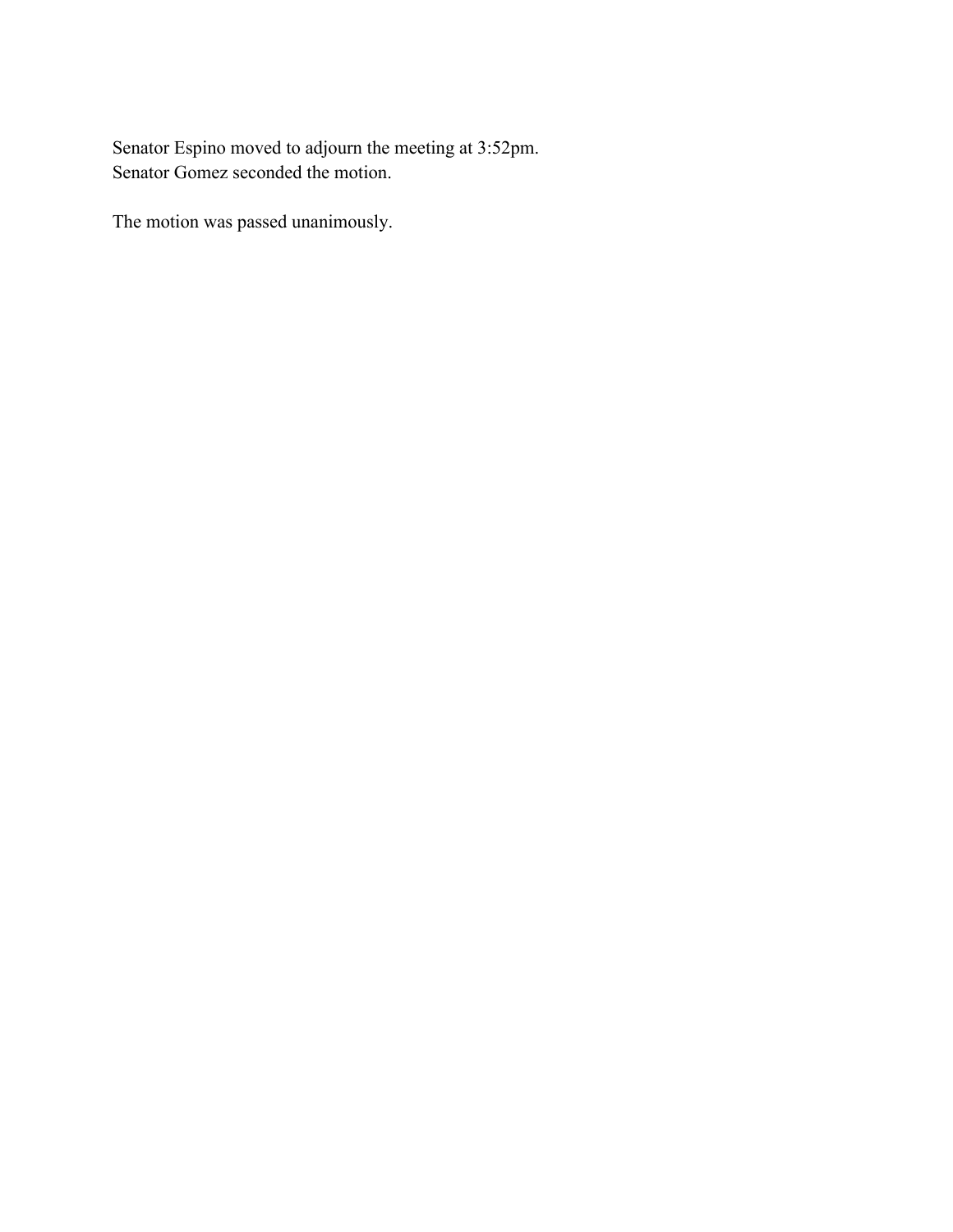Senator Espino moved to adjourn the meeting at 3:52pm.
Senator Gomez seconded the motion.

The motion was passed unanimously.